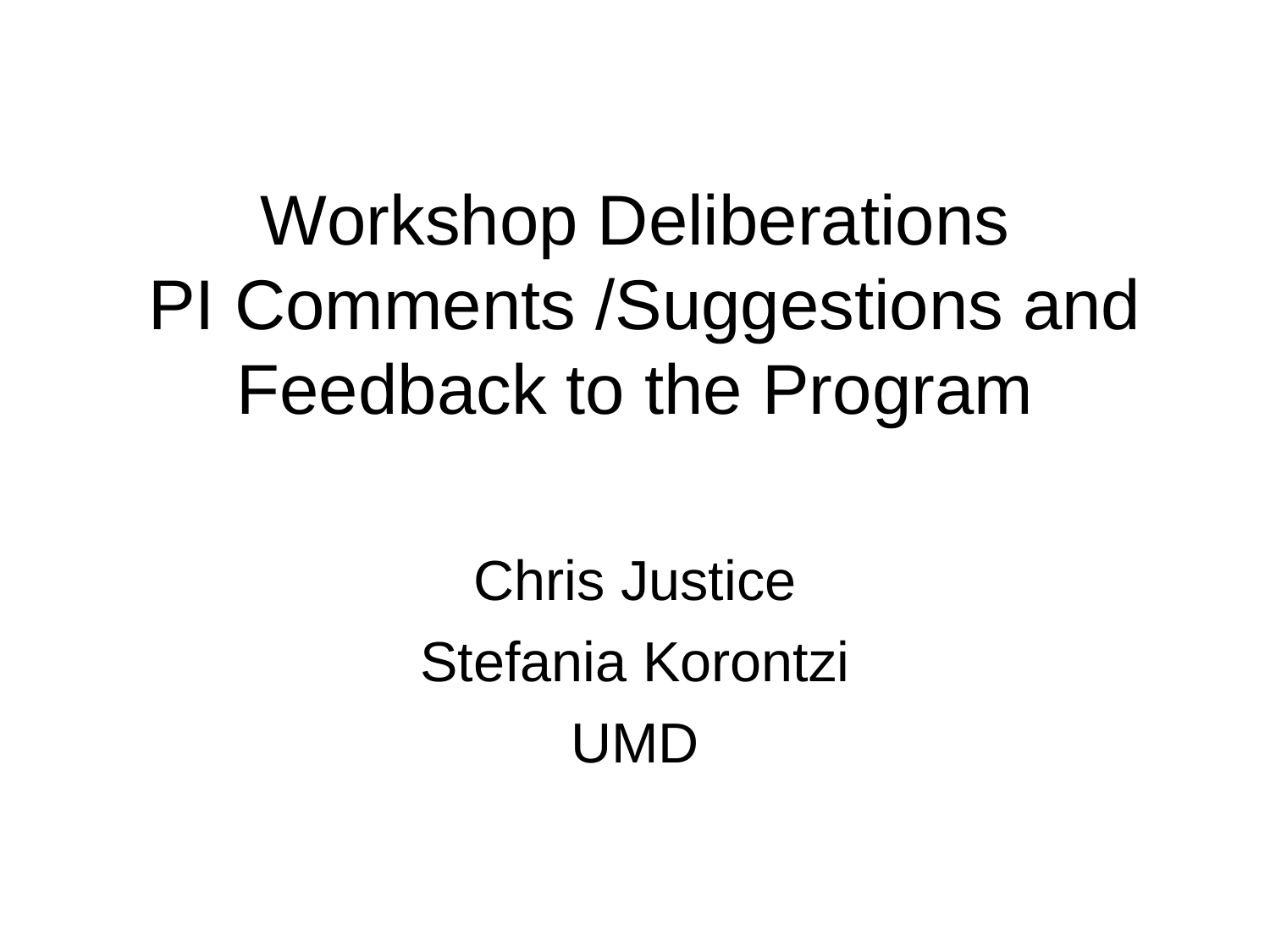# Workshop Deliberations
# PI Comments /Suggestions and Feedback to the Program

Chris Justice

Stefania Korontzi

UMD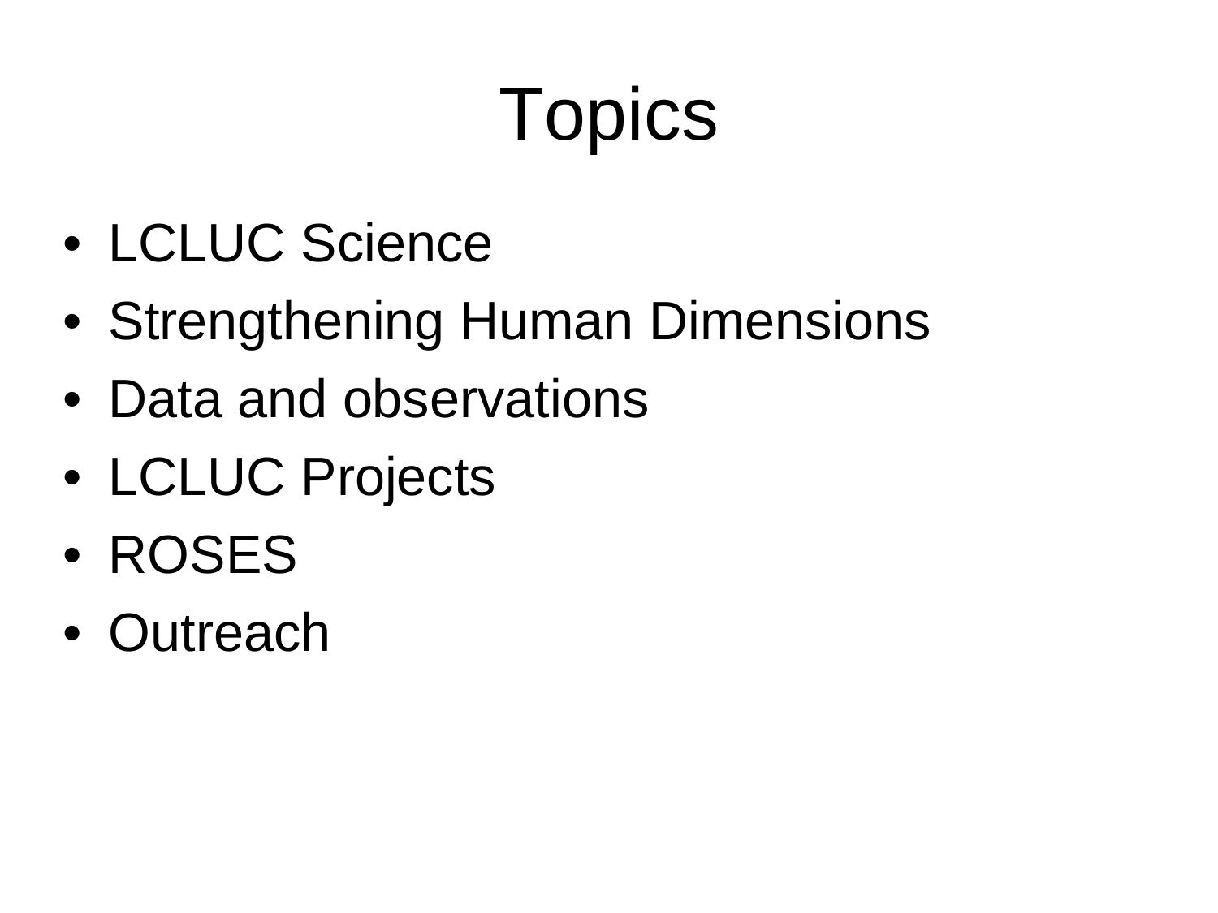# Topics

- LCLUC Science
- Strengthening Human Dimensions
- Data and observations
- LCLUC Projects
- ROSES
- Outreach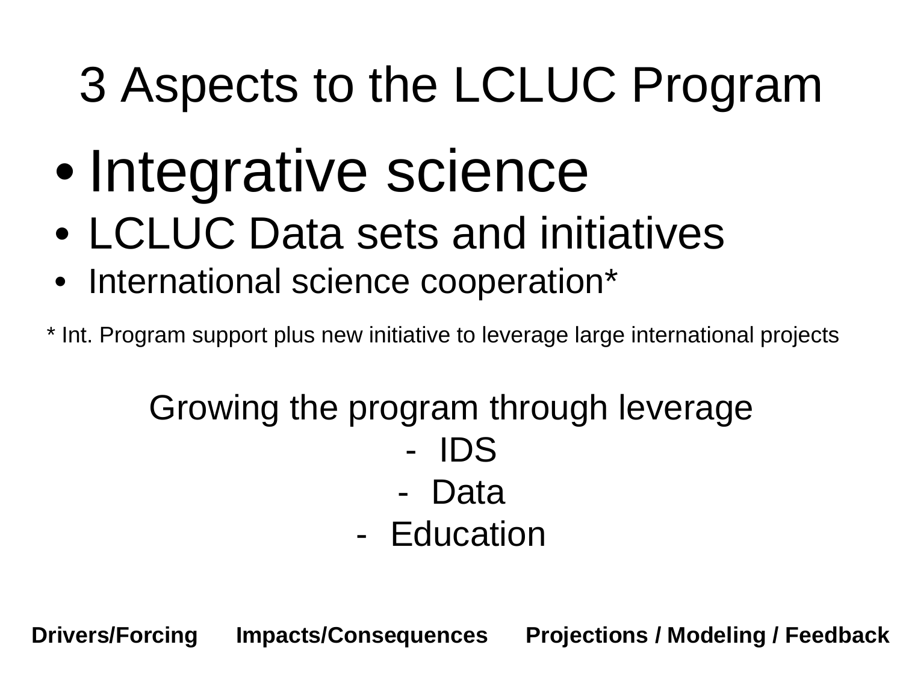# 3 Aspects to the LCLUC Program

- Integrative science
- LCLUC Data sets and initiatives
- International science cooperation*

* Int. Program support plus new initiative to leverage large international projects

Growing the program through leverage

- IDS
- Data
- Education

**Drivers/Forcing** **Impacts/Consequences** **Projections / Modeling / Feedback**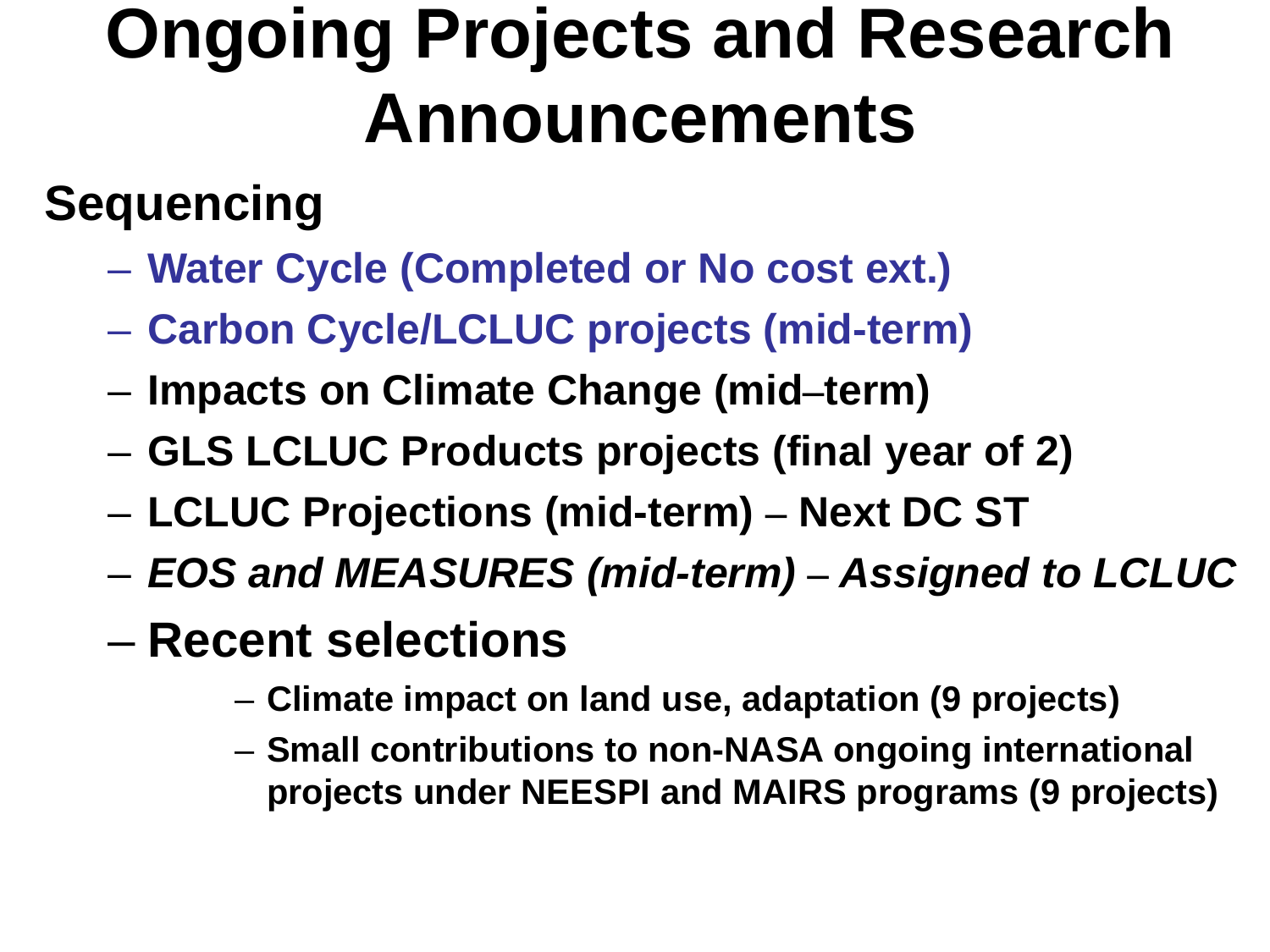# Ongoing Projects and Research Announcements

## Sequencing

- **Water Cycle (Completed or No cost ext.)**
- **Carbon Cycle/LCLUC projects (mid-term)**
- **Impacts on Climate Change (mid–term)**
- **GLS LCLUC Products projects (final year of 2)**
- **LCLUC Projections (mid-term) – Next DC ST**
- ***EOS and MEASURES (mid-term) – Assigned to LCLUC***
- **Recent selections**
  - **Climate impact on land use, adaptation (9 projects)**
  - **Small contributions to non-NASA ongoing international projects under NEESPI and MAIRS programs (9 projects)**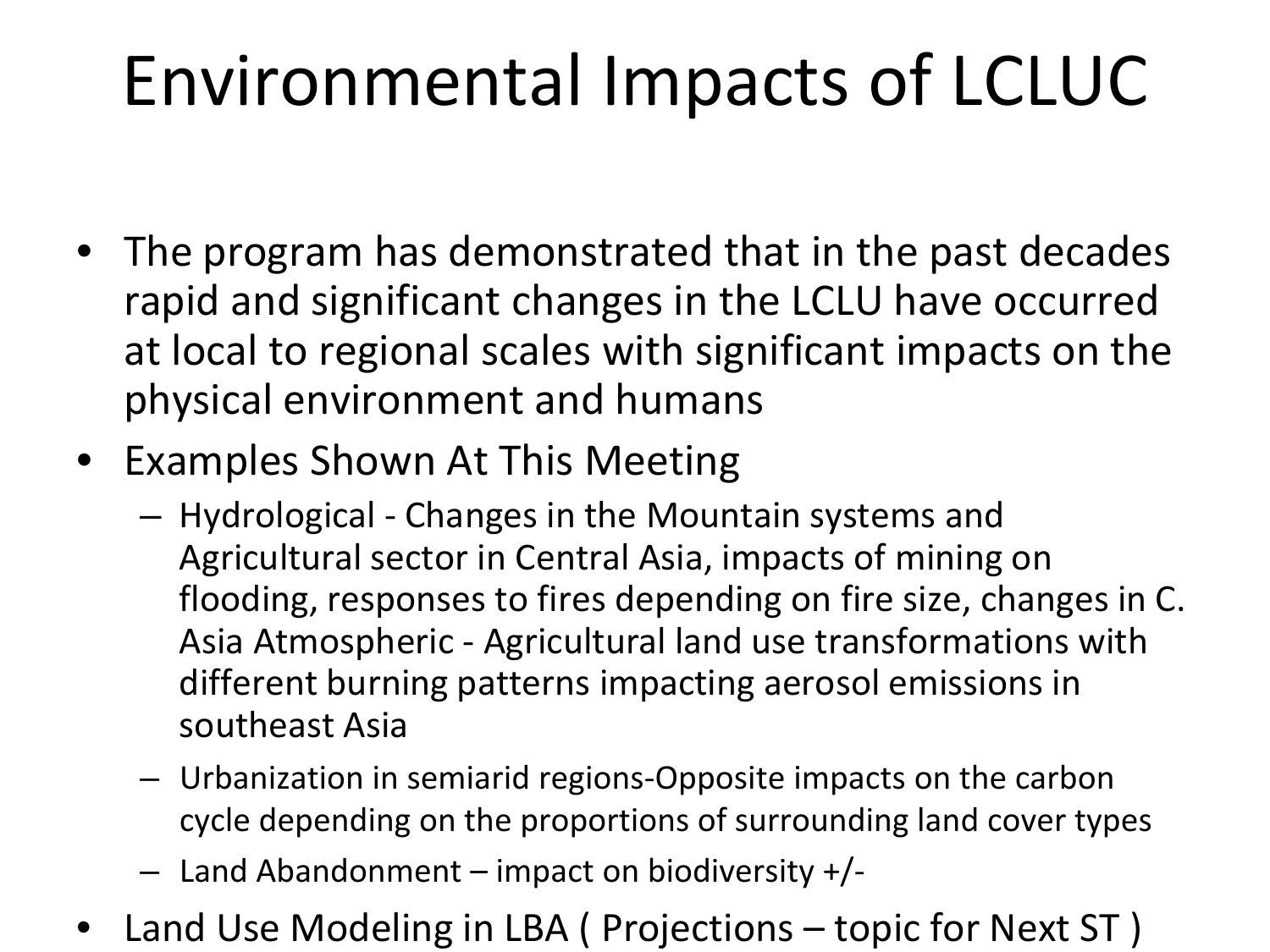# Environmental Impacts of LCLUC

- The program has demonstrated that in the past decades rapid and significant changes in the LCLU have occurred at local to regional scales with significant impacts on the physical environment and humans
- Examples Shown At This Meeting
  - Hydrological - Changes in the Mountain systems and Agricultural sector in Central Asia, impacts of mining on flooding, responses to fires depending on fire size, changes in C. Asia Atmospheric - Agricultural land use transformations with different burning patterns impacting aerosol emissions in southeast Asia
  - Urbanization in semiarid regions-Opposite impacts on the carbon cycle depending on the proportions of surrounding land cover types
  - Land Abandonment – impact on biodiversity +/-
- Land Use Modeling in LBA ( Projections – topic for Next ST )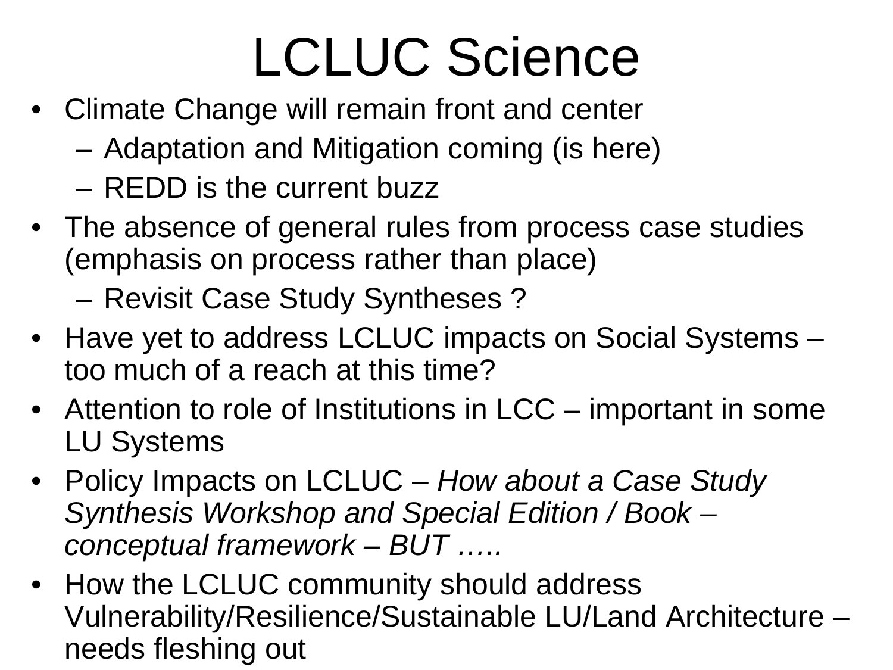# LCLUC Science

- Climate Change will remain front and center
  - Adaptation and Mitigation coming (is here)
  - REDD is the current buzz
- The absence of general rules from process case studies (emphasis on process rather than place)
  - Revisit Case Study Syntheses ?
- Have yet to address LCLUC impacts on Social Systems – too much of a reach at this time?
- Attention to role of Institutions in LCC – important in some LU Systems
- Policy Impacts on LCLUC – *How about a Case Study Synthesis Workshop and Special Edition / Book – conceptual framework – BUT …..*
- How the LCLUC community should address Vulnerability/Resilience/Sustainable LU/Land Architecture – needs fleshing out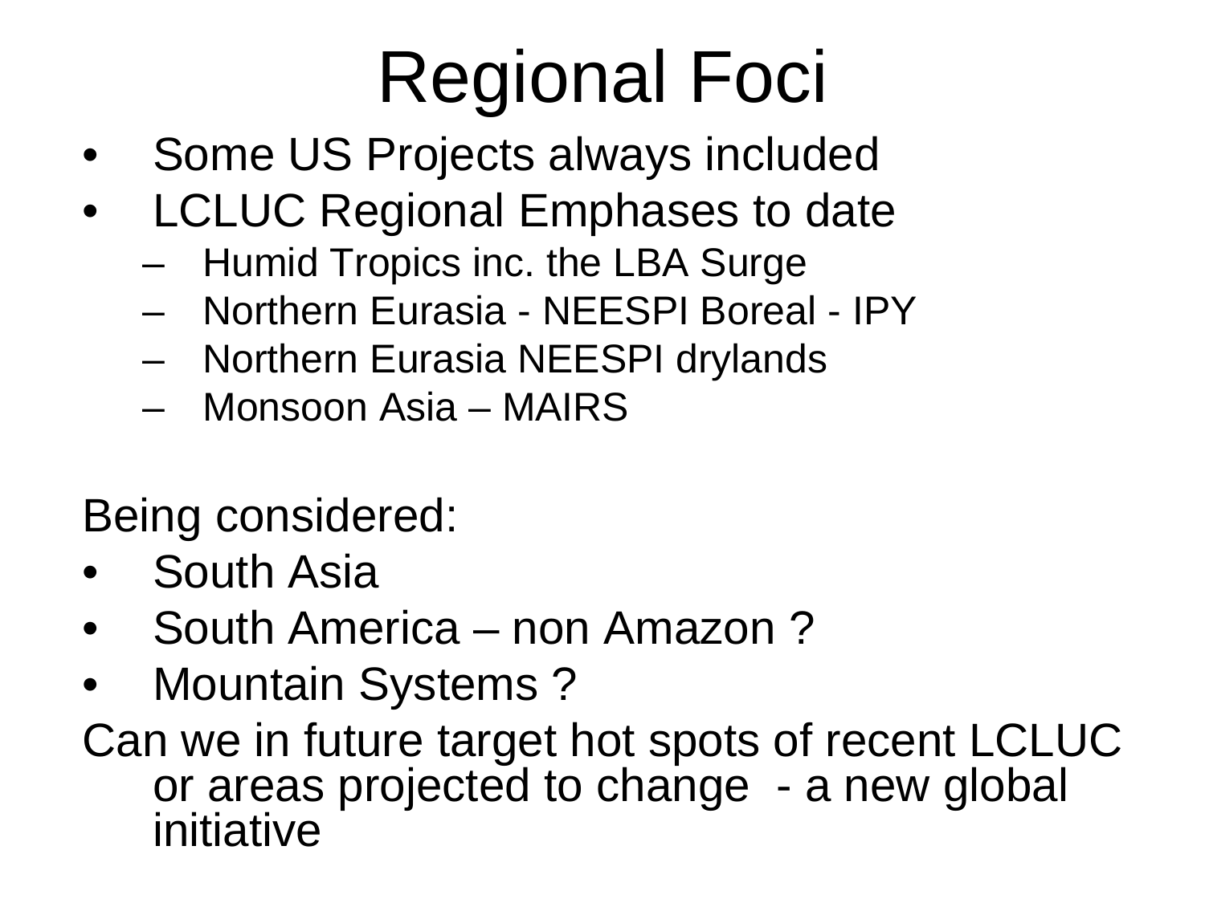# Regional Foci

- Some US Projects always included
- LCLUC Regional Emphases to date
  - Humid Tropics inc. the LBA Surge
  - Northern Eurasia - NEESPI Boreal - IPY
  - Northern Eurasia NEESPI drylands
  - Monsoon Asia – MAIRS

Being considered:

- South Asia
- South America – non Amazon ?
- Mountain Systems ?

Can we in future target hot spots of recent LCLUC or areas projected to change - a new global initiative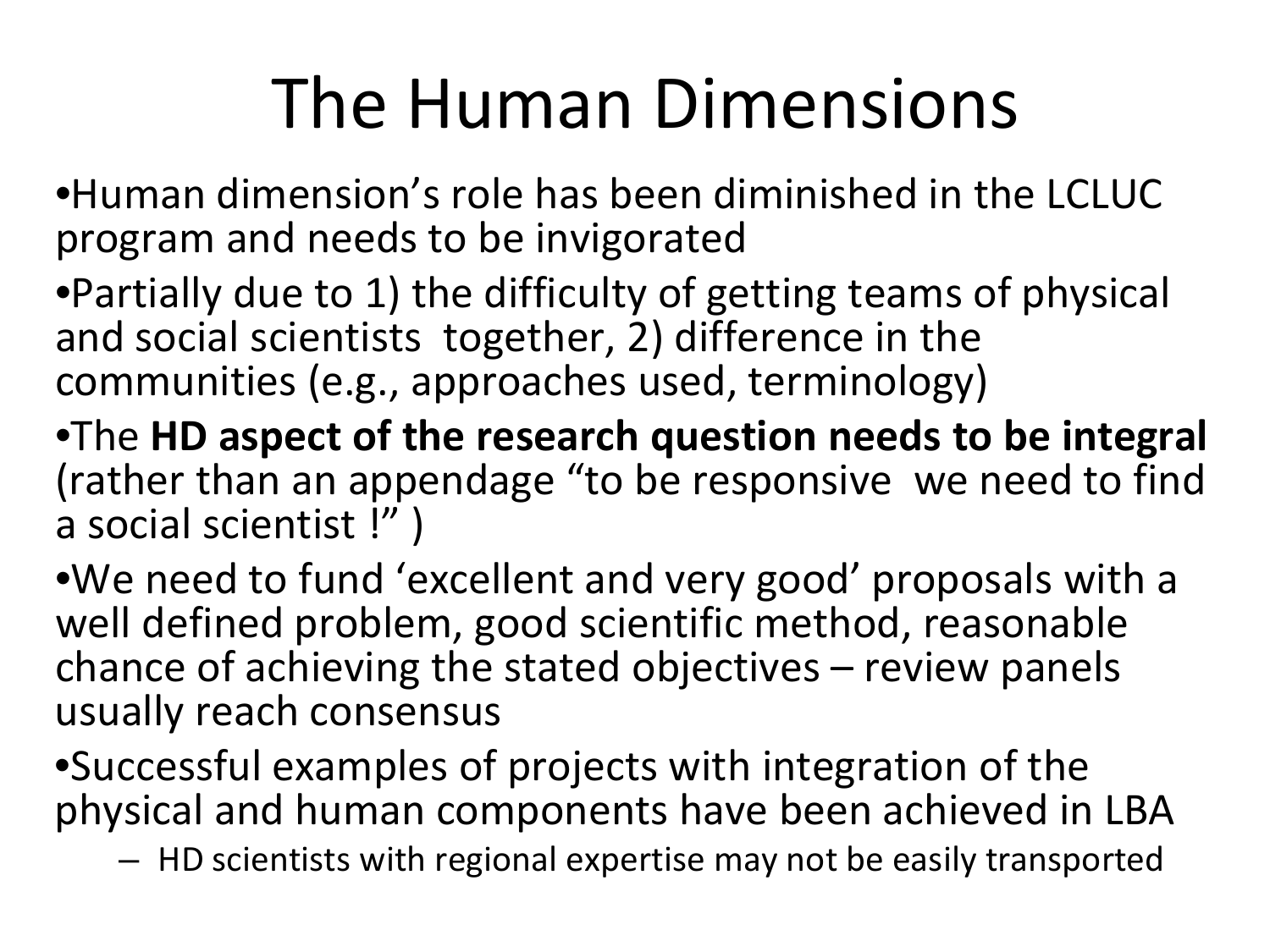# The Human Dimensions

- Human dimension's role has been diminished in the LCLUC program and needs to be invigorated
- Partially due to 1) the difficulty of getting teams of physical and social scientists together, 2) difference in the communities (e.g., approaches used, terminology)
- The **HD aspect of the research question needs to be integral** (rather than an appendage "to be responsive we need to find a social scientist !" )
- We need to fund 'excellent and very good' proposals with a well defined problem, good scientific method, reasonable chance of achieving the stated objectives – review panels usually reach consensus
- Successful examples of projects with integration of the physical and human components have been achieved in LBA
  - HD scientists with regional expertise may not be easily transported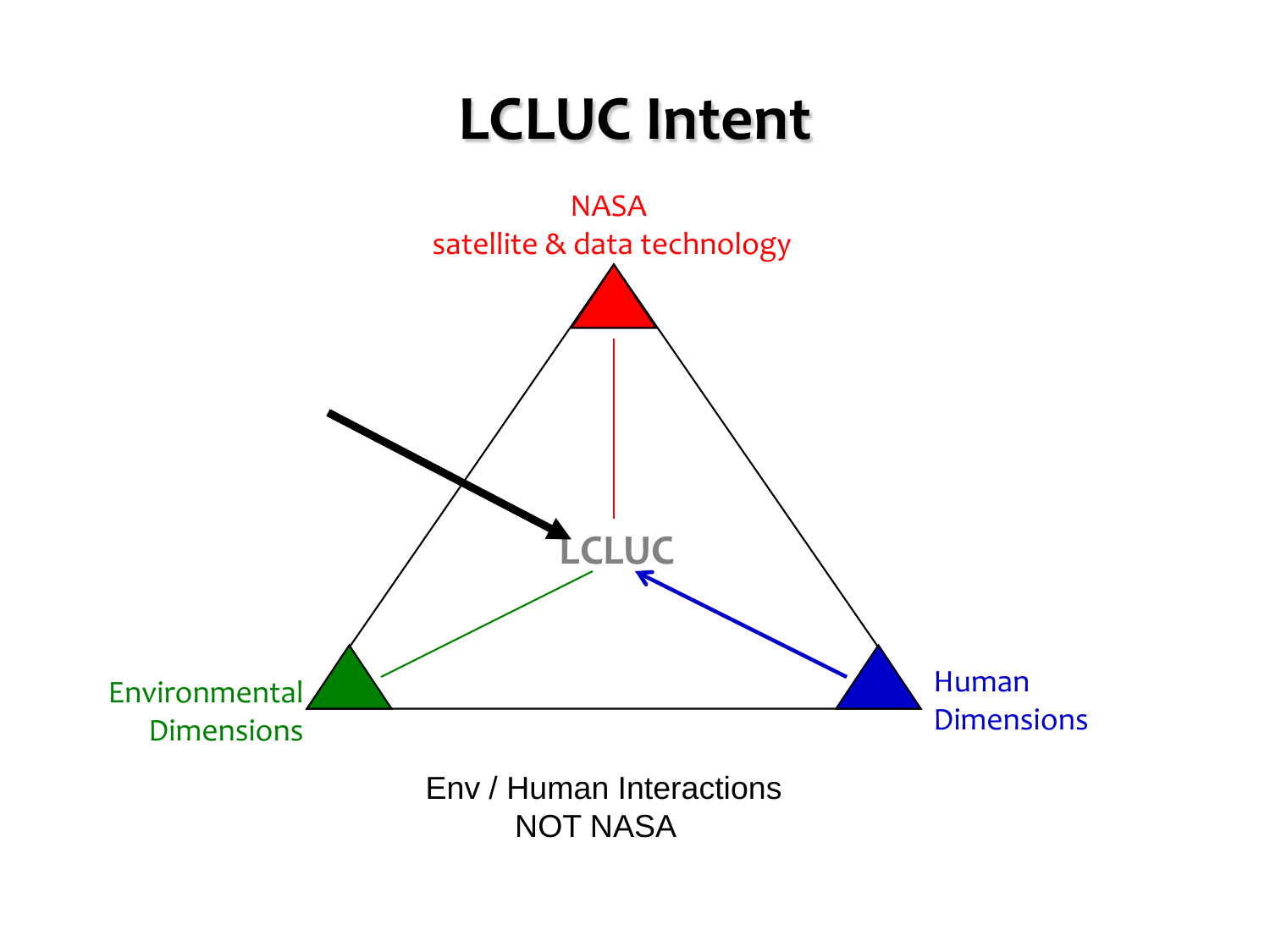# LCLUC Intent

NASA
satellite & data technology

LCLUC

Environmental Dimensions

Human Dimensions

Env / Human Interactions
NOT NASA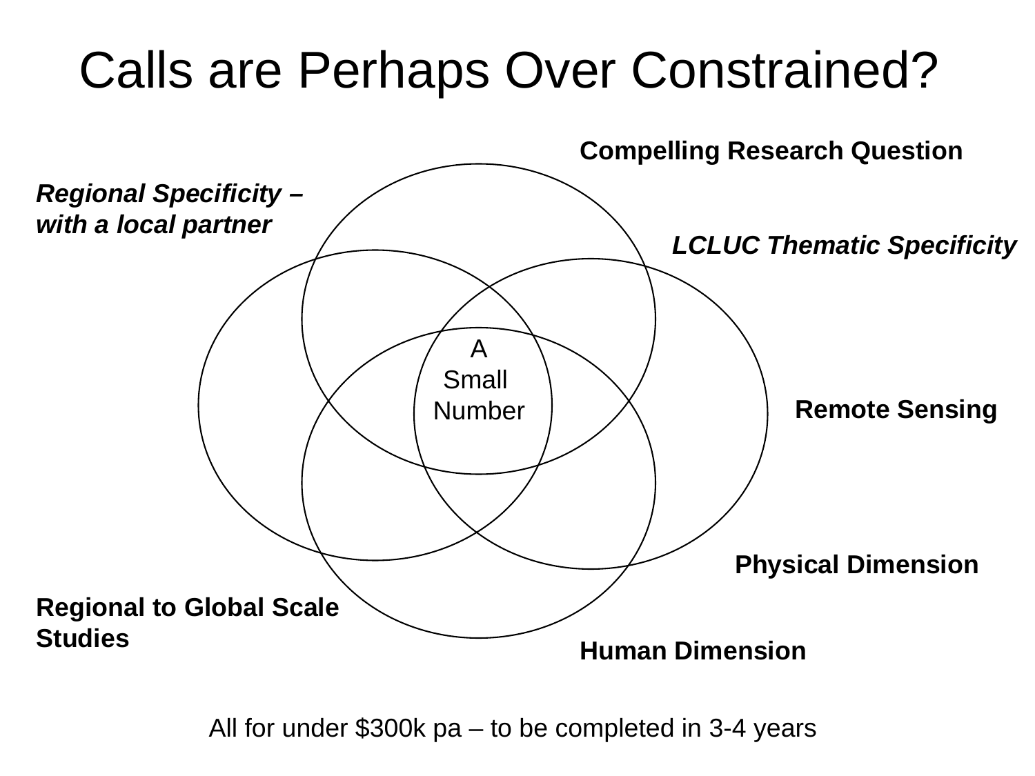# Calls are Perhaps Over Constrained?

**Compelling Research Question**

***Regional Specificity – with a local partner***

***LCLUC Thematic Specificity***

A Small Number

**Remote Sensing**

**Physical Dimension**

**Regional to Global Scale Studies**

**Human Dimension**

All for under $300k pa – to be completed in 3-4 years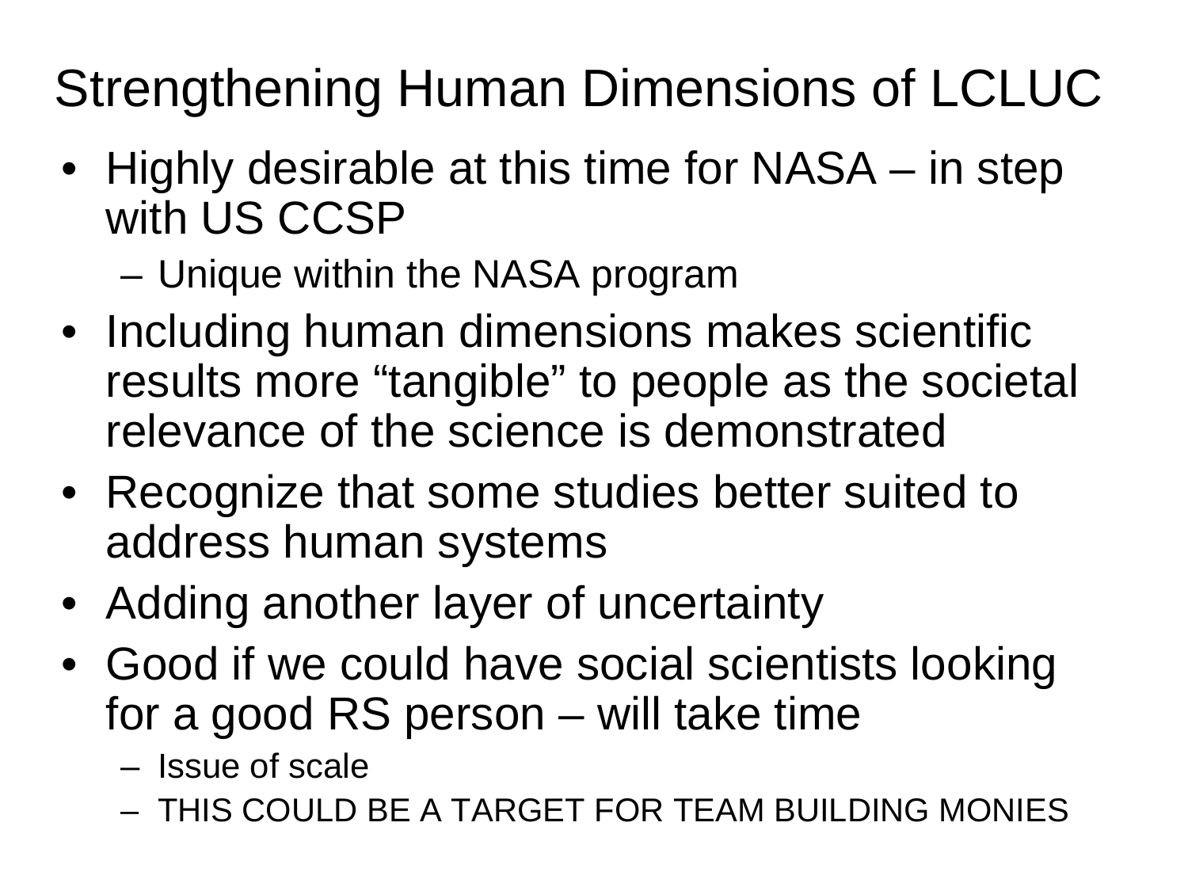# Strengthening Human Dimensions of LCLUC

- Highly desirable at this time for NASA – in step with US CCSP
  - Unique within the NASA program
- Including human dimensions makes scientific results more “tangible” to people as the societal relevance of the science is demonstrated
- Recognize that some studies better suited to address human systems
- Adding another layer of uncertainty
- Good if we could have social scientists looking for a good RS person – will take time
  - Issue of scale
  - THIS COULD BE A TARGET FOR TEAM BUILDING MONIES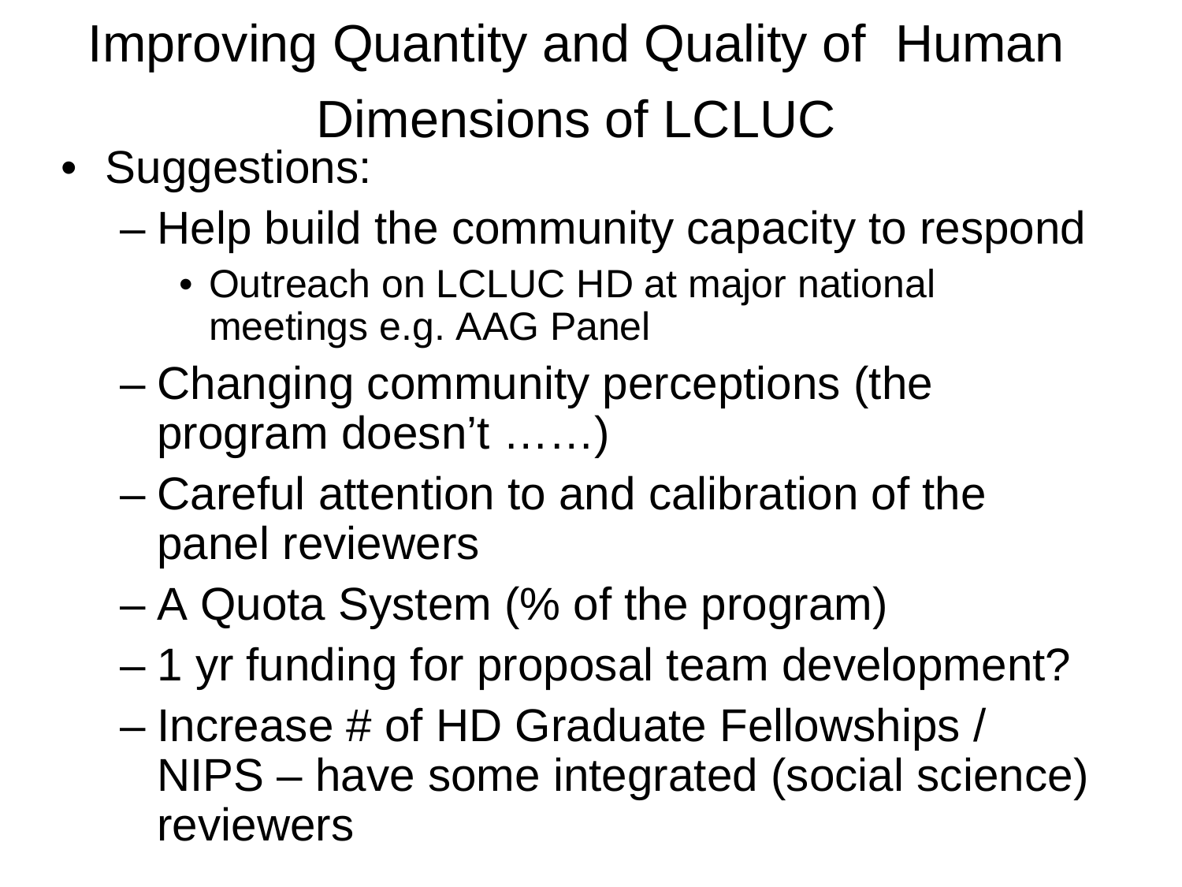# Improving Quantity and Quality of Human Dimensions of LCLUC

- Suggestions:
  - Help build the community capacity to respond
    - Outreach on LCLUC HD at major national meetings e.g. AAG Panel
  - Changing community perceptions (the program doesn't ……)
  - Careful attention to and calibration of the panel reviewers
  - A Quota System (% of the program)
  - 1 yr funding for proposal team development?
  - Increase # of HD Graduate Fellowships / NIPS – have some integrated (social science) reviewers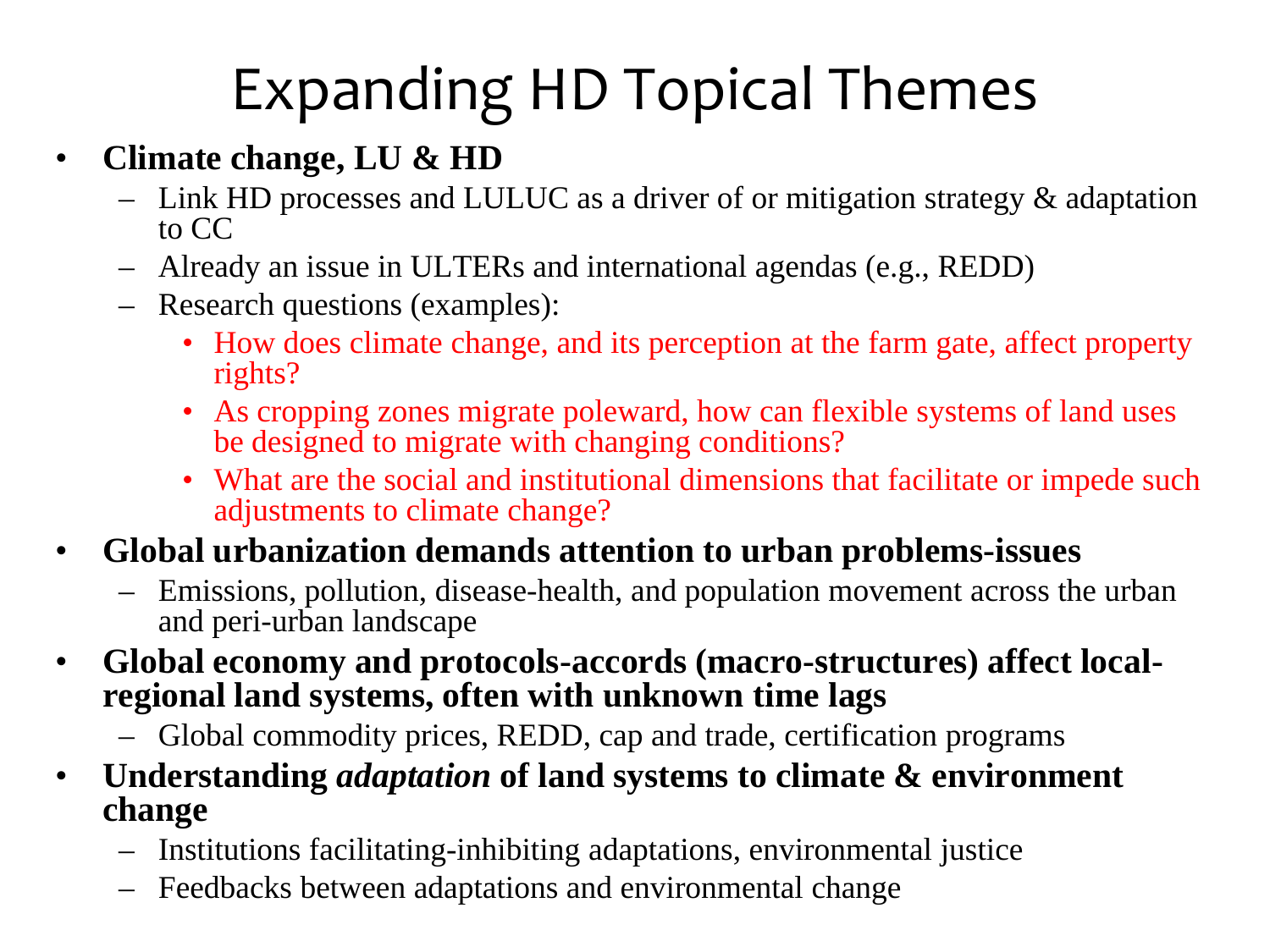# Expanding HD Topical Themes

- **Climate change, LU & HD**
  - Link HD processes and LULUC as a driver of or mitigation strategy & adaptation to CC
  - Already an issue in ULTERs and international agendas (e.g., REDD)
  - Research questions (examples):
    - How does climate change, and its perception at the farm gate, affect property rights?
    - As cropping zones migrate poleward, how can flexible systems of land uses be designed to migrate with changing conditions?
    - What are the social and institutional dimensions that facilitate or impede such adjustments to climate change?
- **Global urbanization demands attention to urban problems-issues**
  - Emissions, pollution, disease-health, and population movement across the urban and peri-urban landscape
- **Global economy and protocols-accords (macro-structures) affect local-regional land systems, often with unknown time lags**
  - Global commodity prices, REDD, cap and trade, certification programs
- **Understanding *adaptation* of land systems to climate & environment change**
  - Institutions facilitating-inhibiting adaptations, environmental justice
  - Feedbacks between adaptations and environmental change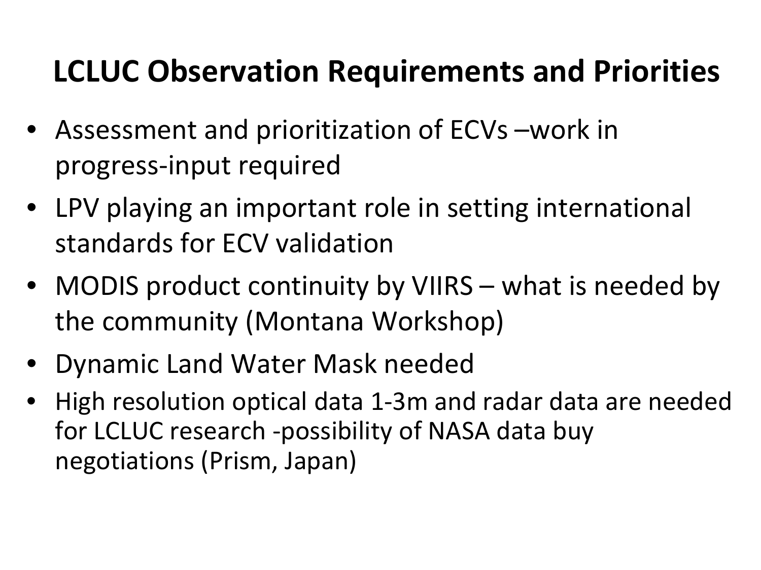# LCLUC Observation Requirements and Priorities

- Assessment and prioritization of ECVs –work in progress-input required
- LPV playing an important role in setting international standards for ECV validation
- MODIS product continuity by VIIRS – what is needed by the community (Montana Workshop)
- Dynamic Land Water Mask needed
- High resolution optical data 1-3m and radar data are needed for LCLUC research -possibility of NASA data buy negotiations (Prism, Japan)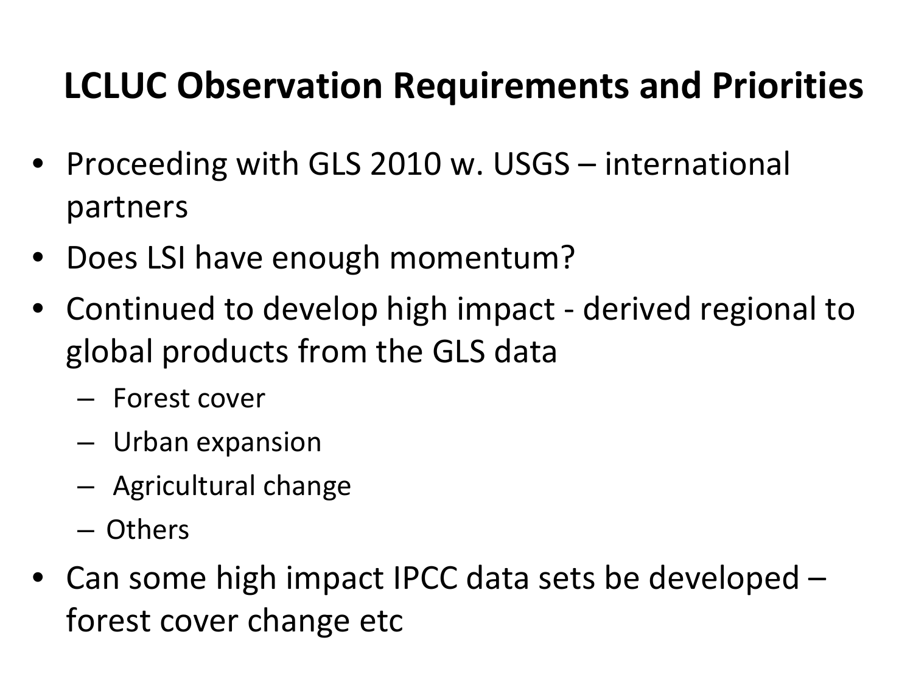# LCLUC Observation Requirements and Priorities

- Proceeding with GLS 2010 w. USGS – international partners
- Does LSI have enough momentum?
- Continued to develop high impact - derived regional to global products from the GLS data
  - Forest cover
  - Urban expansion
  - Agricultural change
  - Others
- Can some high impact IPCC data sets be developed – forest cover change etc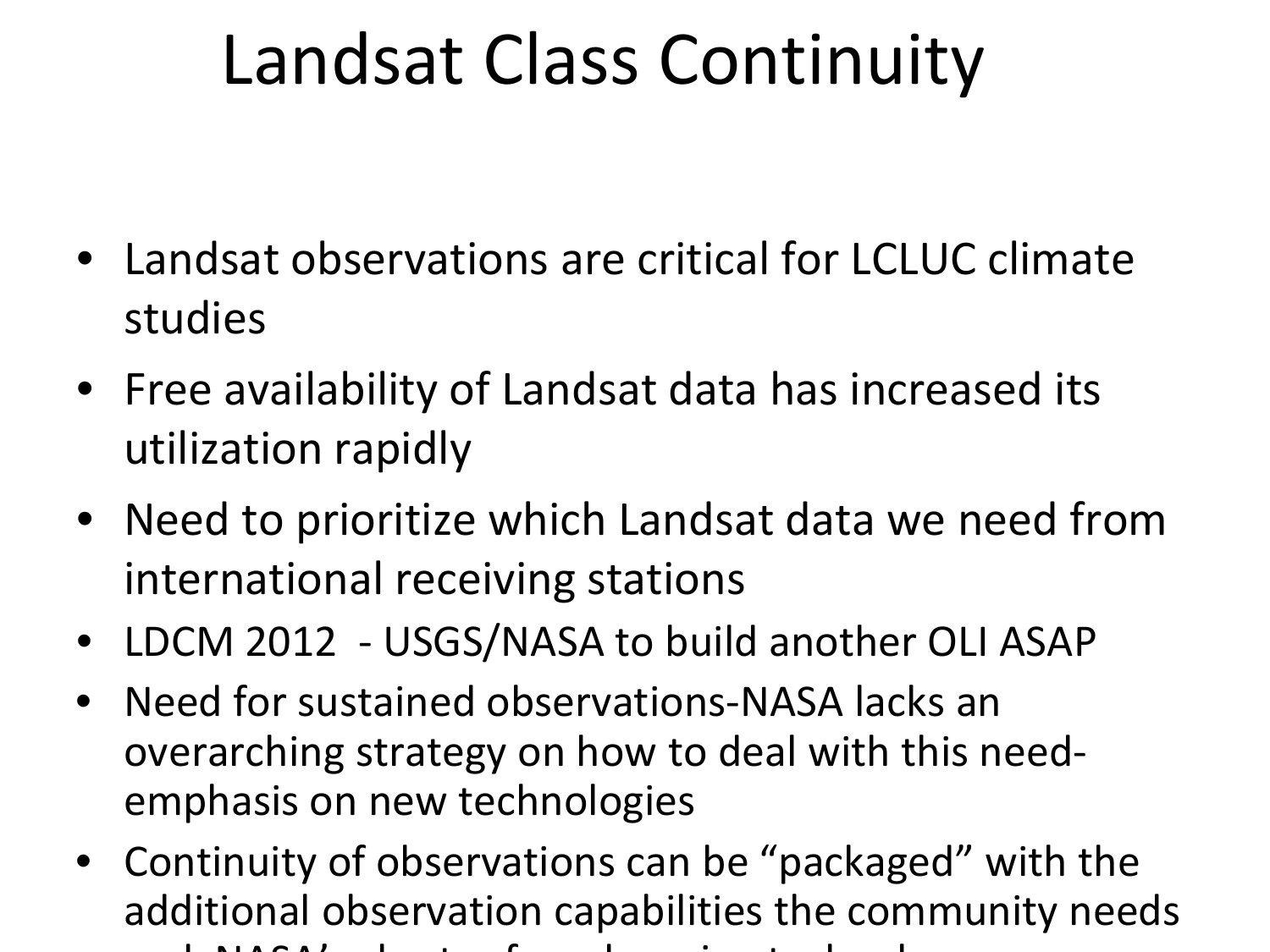# Landsat Class Continuity

- Landsat observations are critical for LCLUC climate studies
- Free availability of Landsat data has increased its utilization rapidly
- Need to prioritize which Landsat data we need from international receiving stations
- LDCM 2012 - USGS/NASA to build another OLI ASAP
- Need for sustained observations-NASA lacks an overarching strategy on how to deal with this need-emphasis on new technologies
- Continuity of observations can be "packaged" with the additional observation capabilities the community needs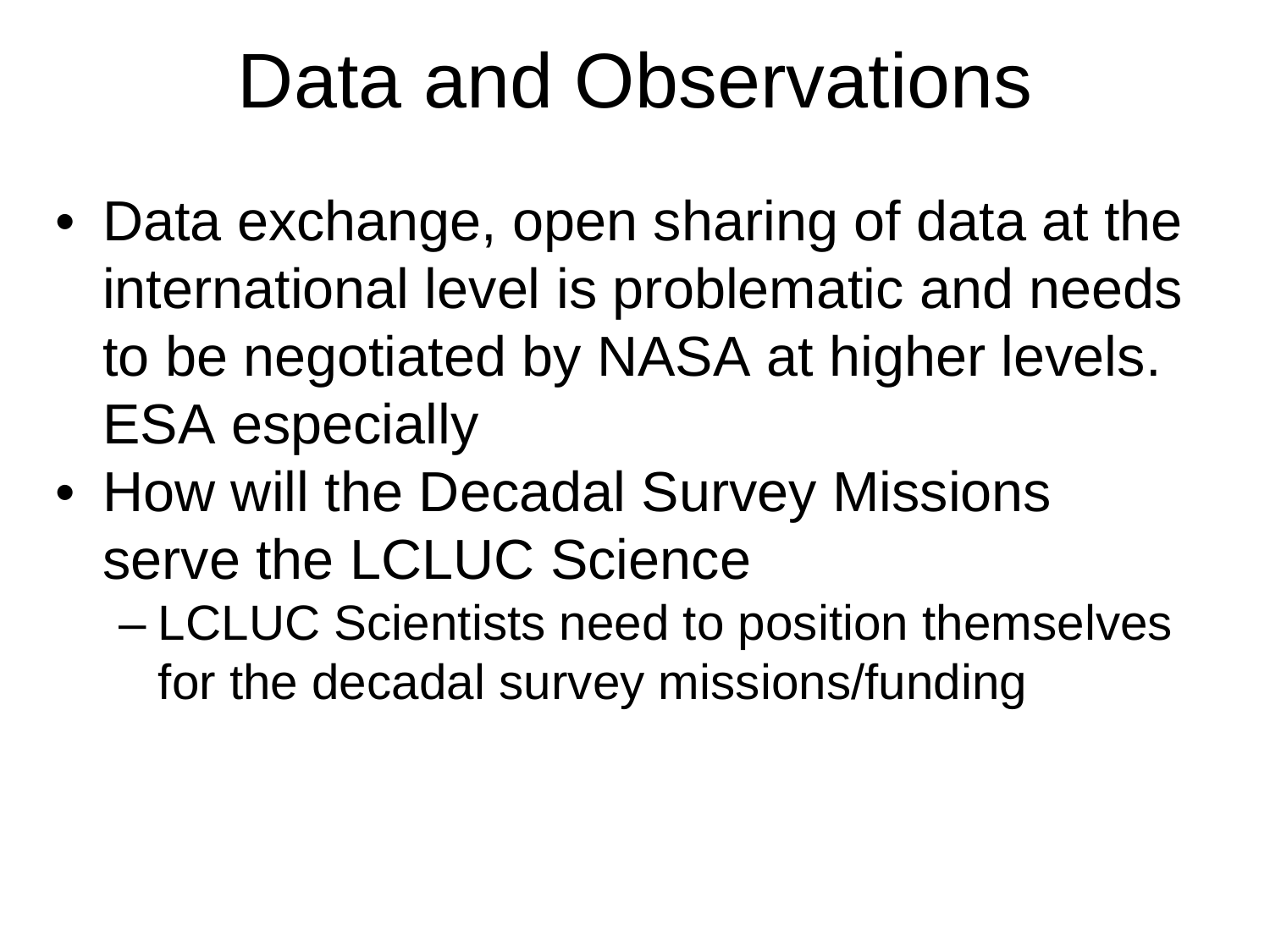# Data and Observations

- Data exchange, open sharing of data at the international level is problematic and needs to be negotiated by NASA at higher levels. ESA especially
- How will the Decadal Survey Missions serve the LCLUC Science
  - LCLUC Scientists need to position themselves for the decadal survey missions/funding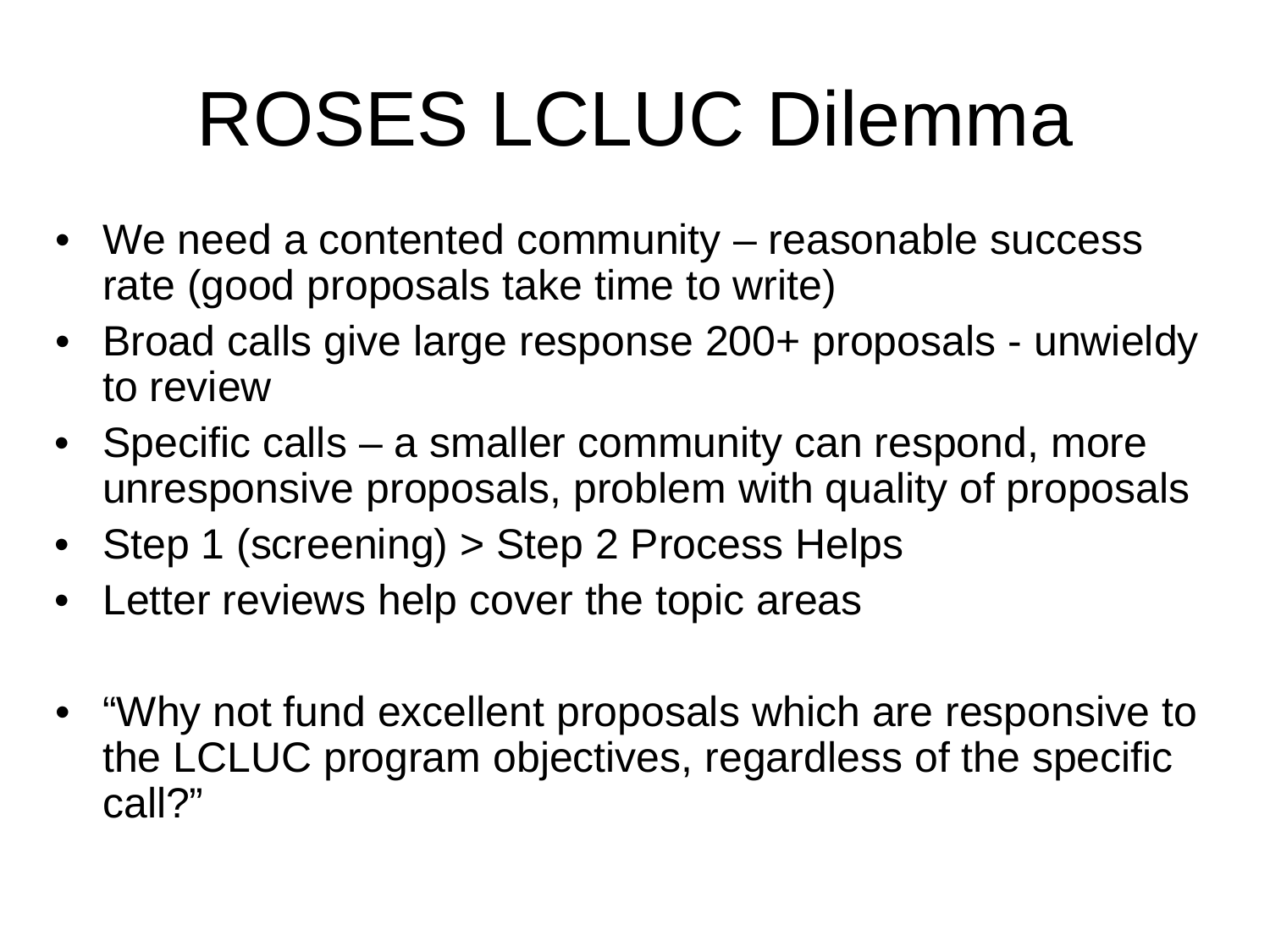# ROSES LCLUC Dilemma

- We need a contented community – reasonable success rate (good proposals take time to write)
- Broad calls give large response 200+ proposals - unwieldy to review
- Specific calls – a smaller community can respond, more unresponsive proposals, problem with quality of proposals
- Step 1 (screening) > Step 2 Process Helps
- Letter reviews help cover the topic areas

- "Why not fund excellent proposals which are responsive to the LCLUC program objectives, regardless of the specific call?"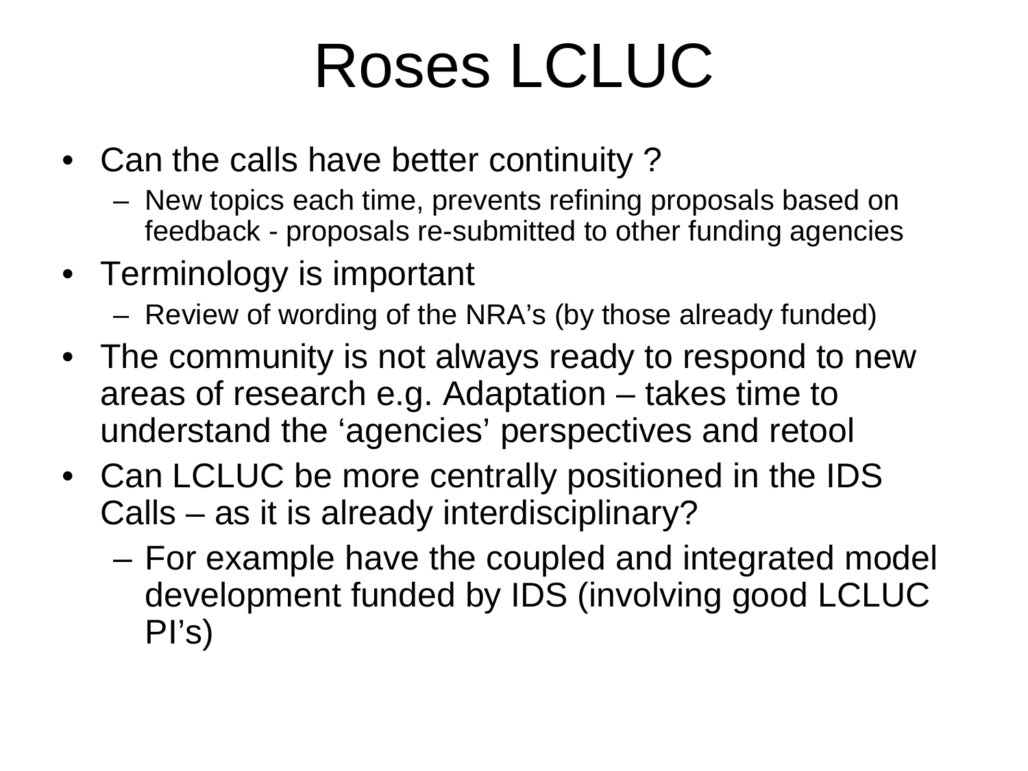# Roses LCLUC

- Can the calls have better continuity ?
  - New topics each time, prevents refining proposals based on feedback - proposals re-submitted to other funding agencies
- Terminology is important
  - Review of wording of the NRA's (by those already funded)
- The community is not always ready to respond to new areas of research e.g. Adaptation – takes time to understand the 'agencies' perspectives and retool
- Can LCLUC be more centrally positioned in the IDS Calls – as it is already interdisciplinary?
  - For example have the coupled and integrated model development funded by IDS (involving good LCLUC PI's)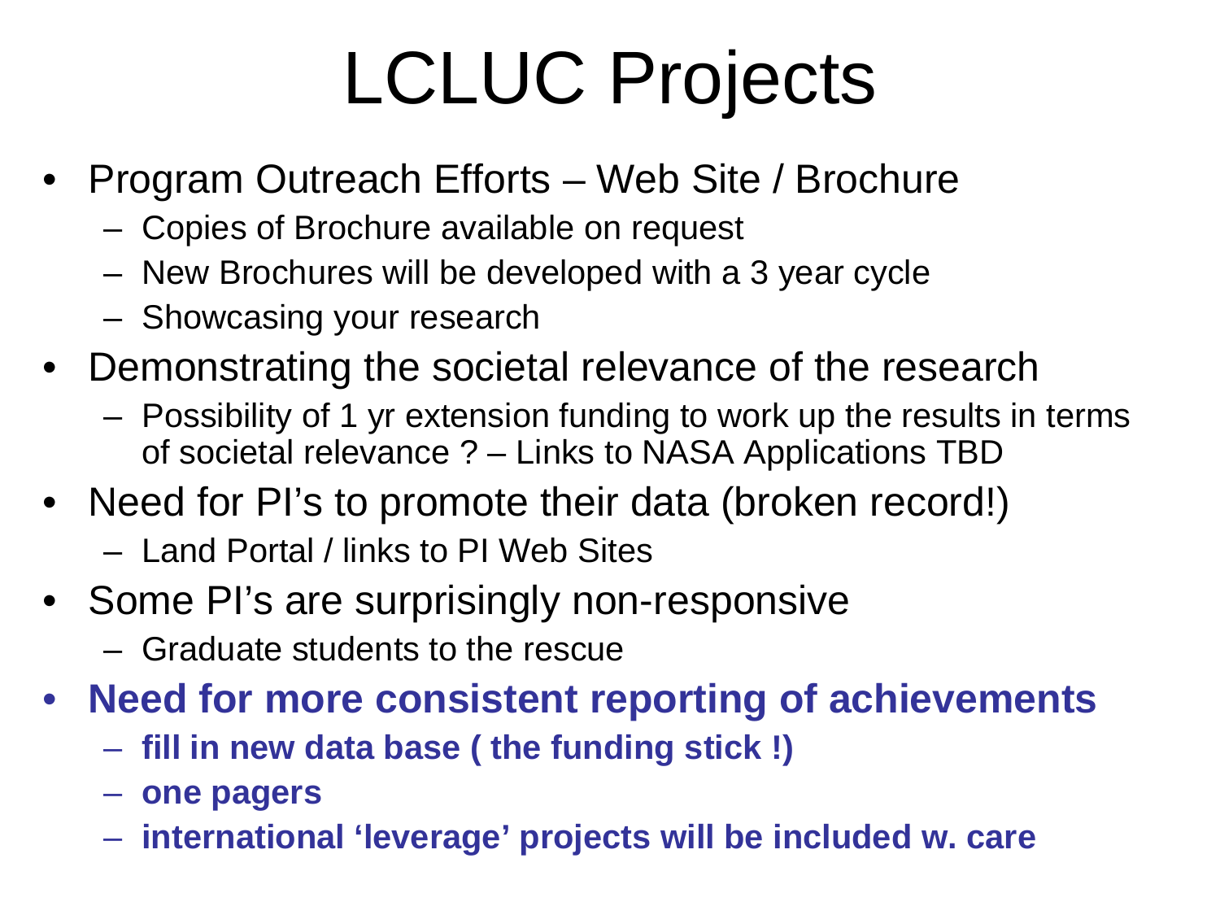# LCLUC Projects

- Program Outreach Efforts – Web Site / Brochure
  - Copies of Brochure available on request
  - New Brochures will be developed with a 3 year cycle
  - Showcasing your research
- Demonstrating the societal relevance of the research
  - Possibility of 1 yr extension funding to work up the results in terms of societal relevance ? – Links to NASA Applications TBD
- Need for PI's to promote their data (broken record!)
  - Land Portal / links to PI Web Sites
- Some PI's are surprisingly non-responsive
  - Graduate students to the rescue
- **Need for more consistent reporting of achievements**
  - **fill in new data base ( the funding stick !)**
  - **one pagers**
  - **international 'leverage' projects will be included w. care**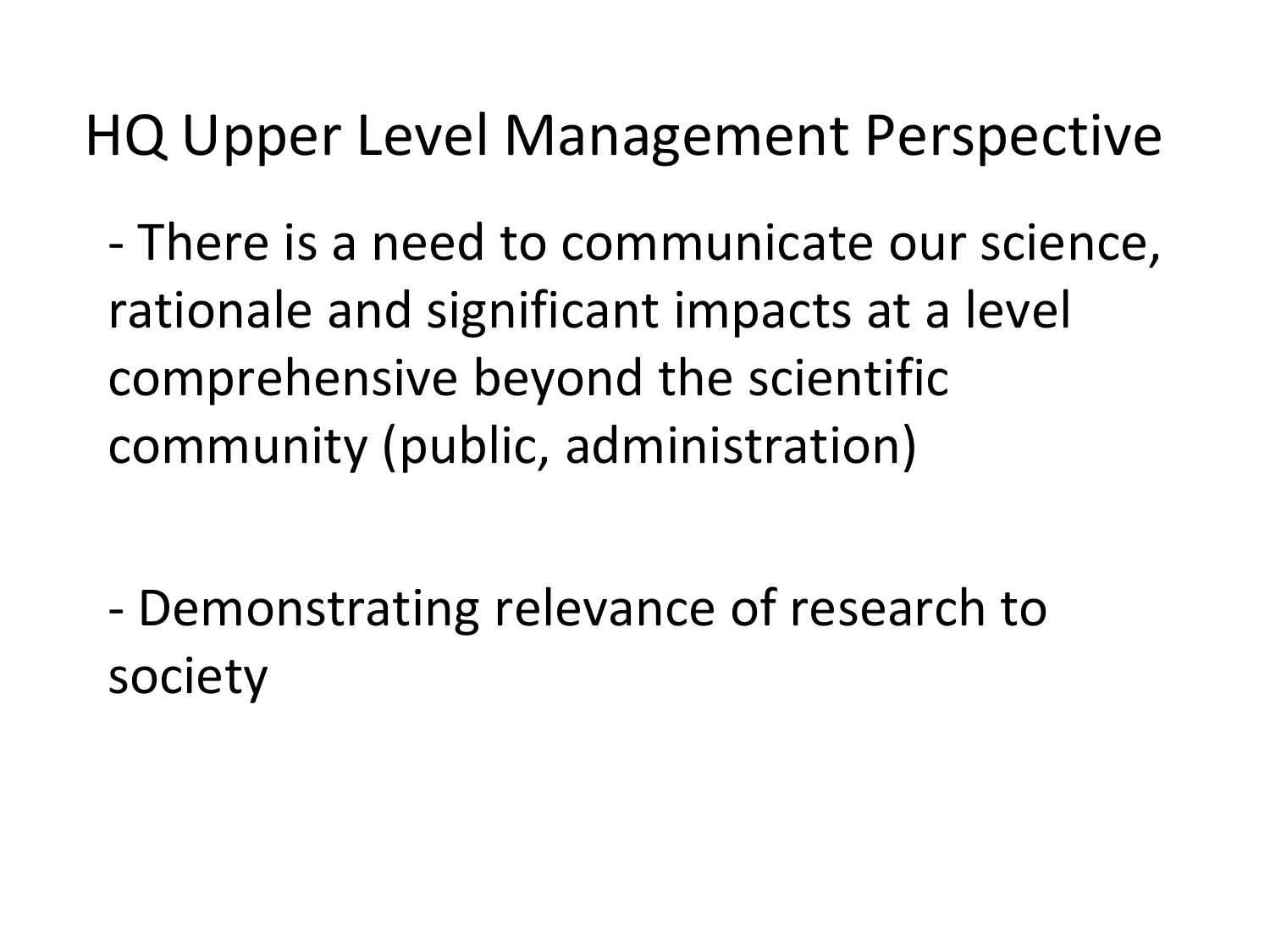# HQ Upper Level Management Perspective

- There is a need to communicate our science, rationale and significant impacts at a level comprehensive beyond the scientific community (public, administration)

- Demonstrating relevance of research to society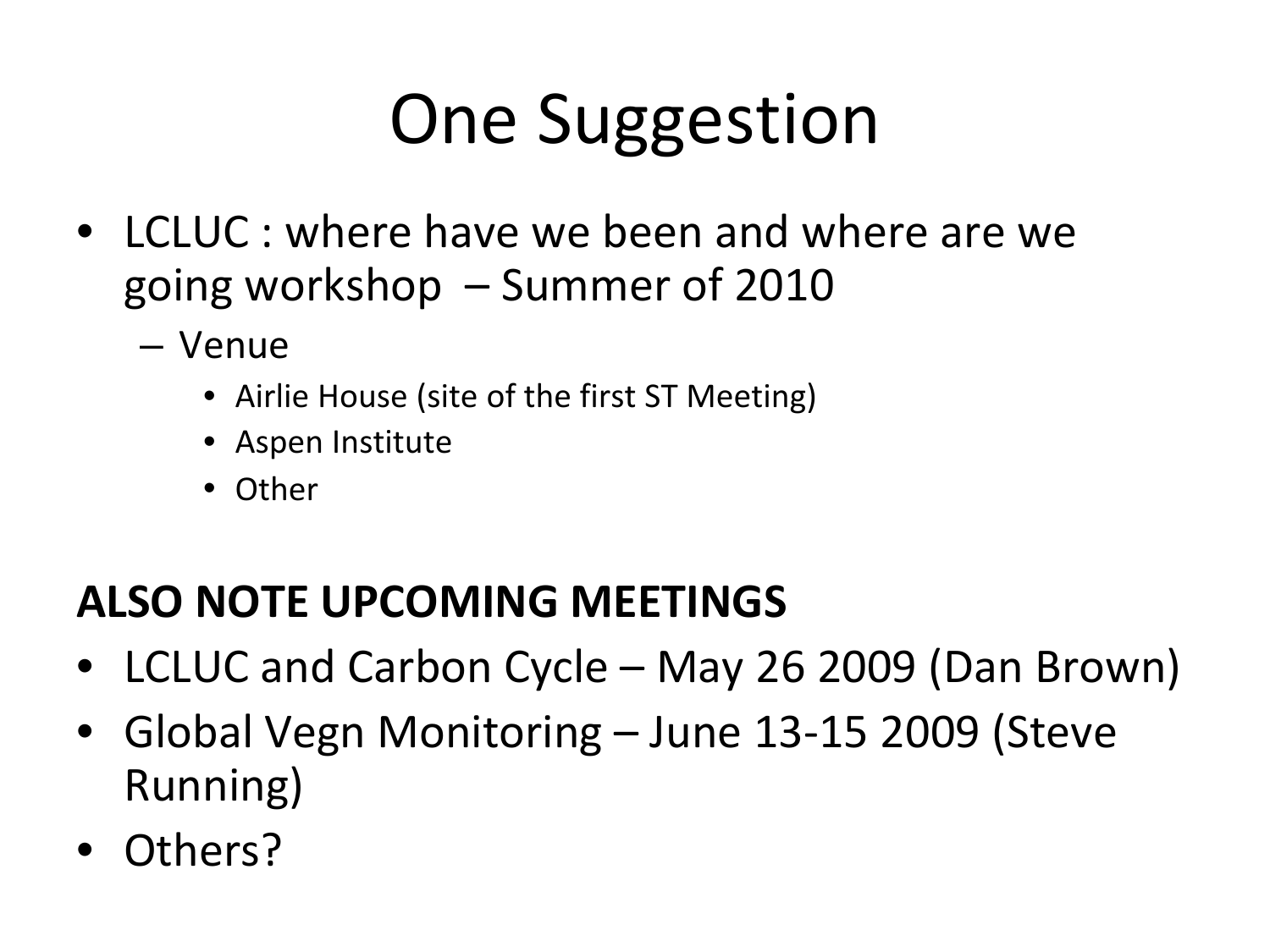# One Suggestion

- LCLUC : where have we been and where are we going workshop – Summer of 2010
  - Venue
    - Airlie House (site of the first ST Meeting)
    - Aspen Institute
    - Other

**ALSO NOTE UPCOMING MEETINGS**

- LCLUC and Carbon Cycle – May 26 2009 (Dan Brown)
- Global Vegn Monitoring – June 13-15 2009 (Steve Running)
- Others?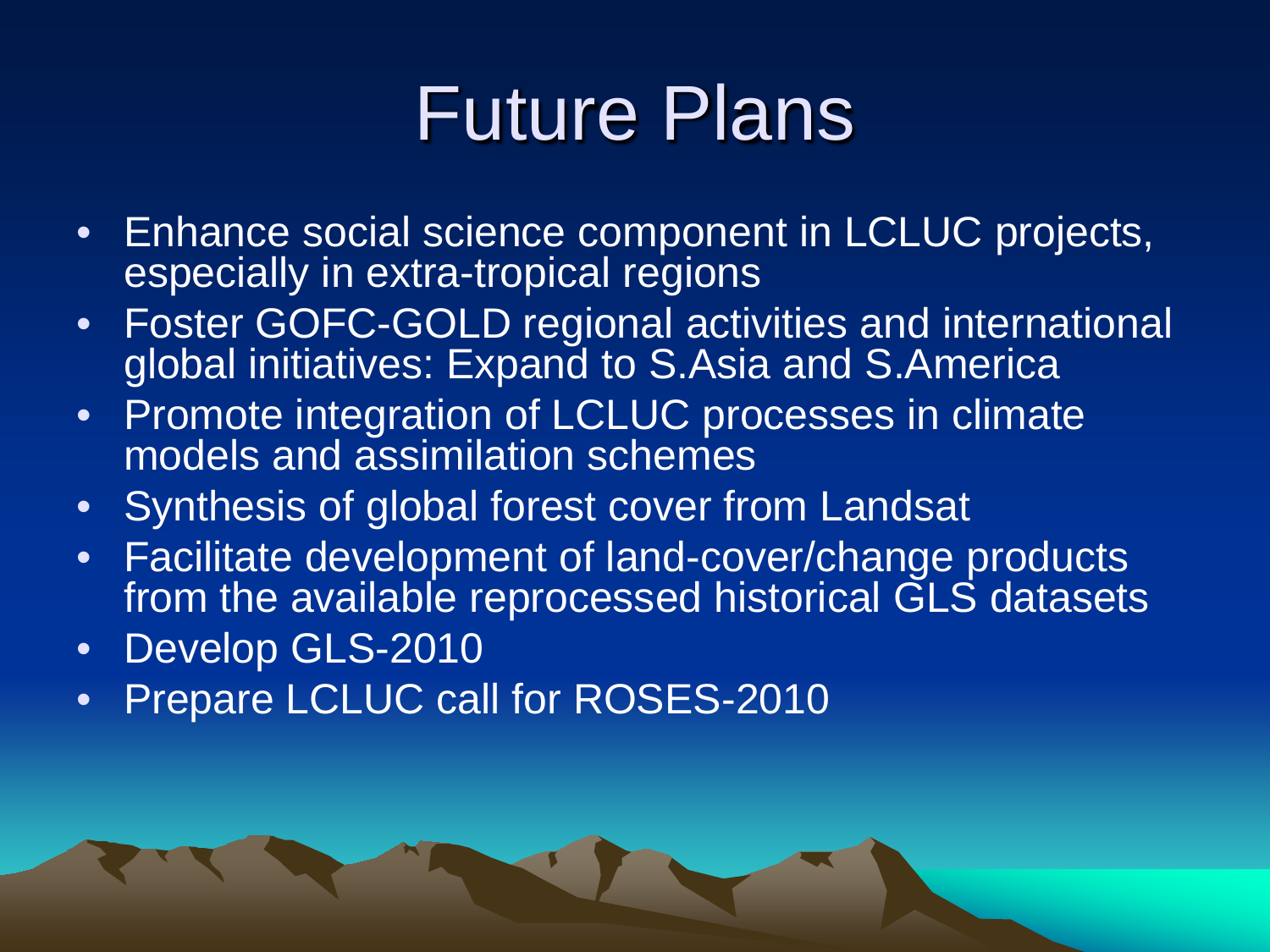# Future Plans

- Enhance social science component in LCLUC projects, especially in extra-tropical regions
- Foster GOFC-GOLD regional activities and international global initiatives: Expand to S.Asia and S.America
- Promote integration of LCLUC processes in climate models and assimilation schemes
- Synthesis of global forest cover from Landsat
- Facilitate development of land-cover/change products from the available reprocessed historical GLS datasets
- Develop GLS-2010
- Prepare LCLUC call for ROSES-2010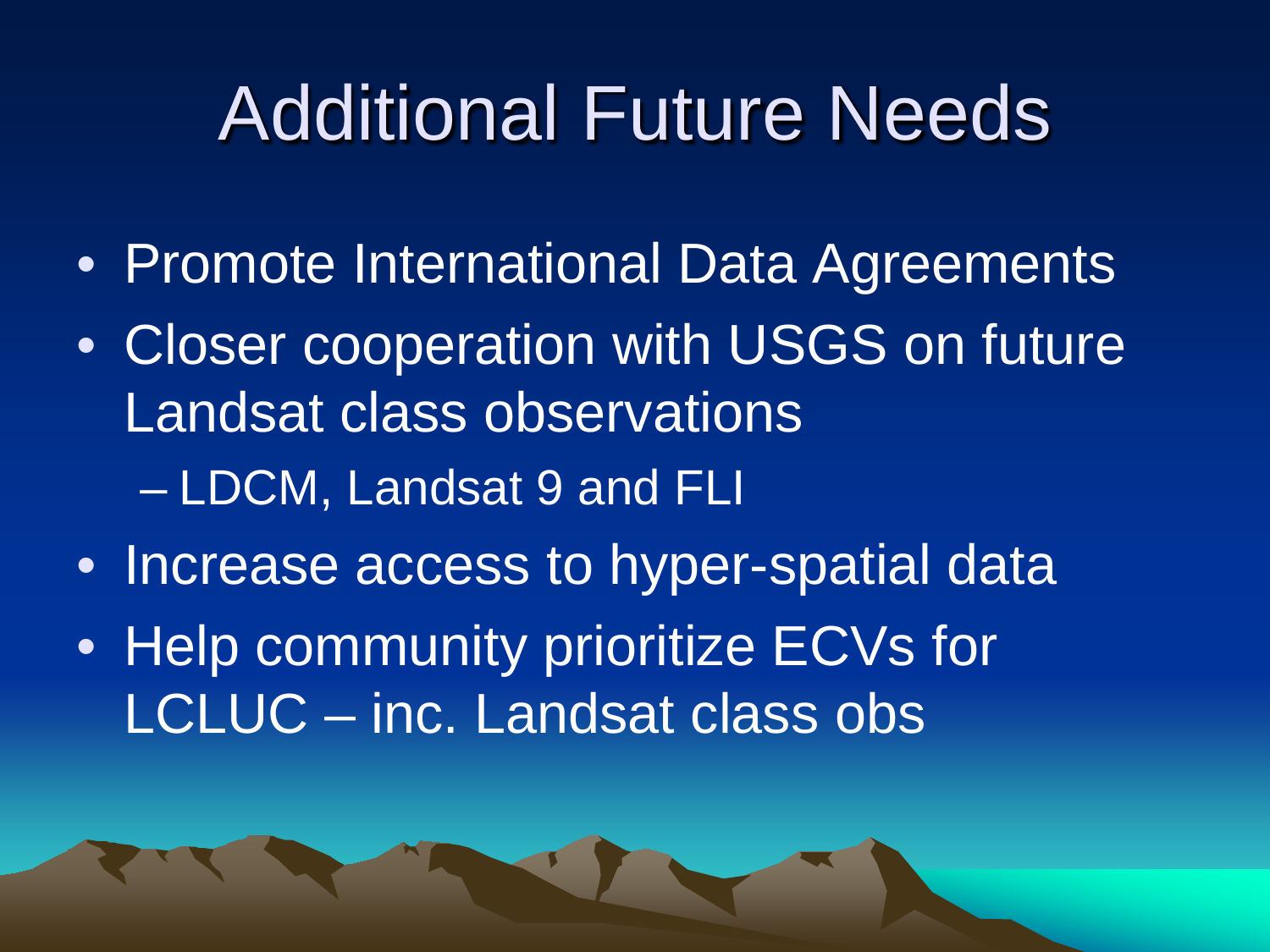# Additional Future Needs

- Promote International Data Agreements
- Closer cooperation with USGS on future Landsat class observations
  - LDCM, Landsat 9 and FLI
- Increase access to hyper-spatial data
- Help community prioritize ECVs for LCLUC – inc. Landsat class obs